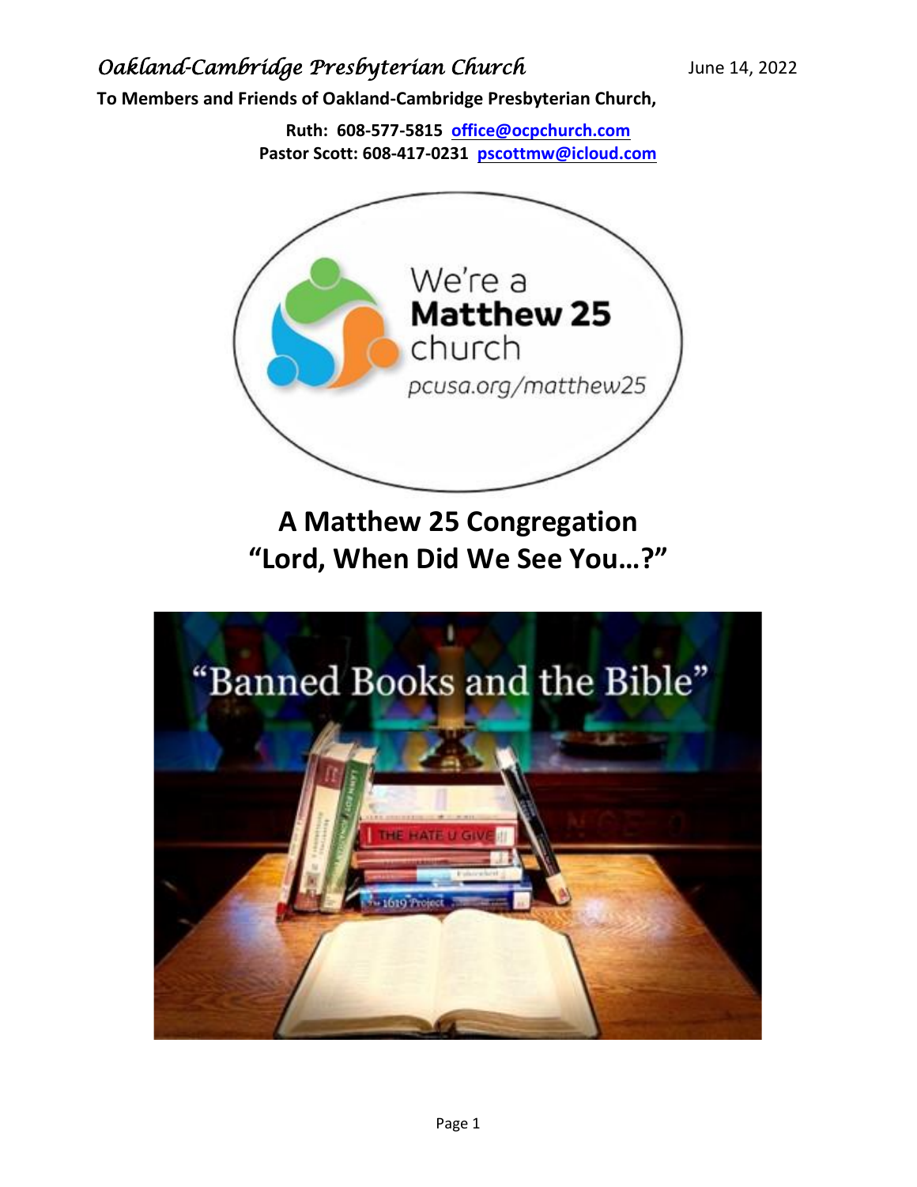*Oakland-Cambridge Presbyterian Church* June 14, 2022

**To Members and Friends of Oakland-Cambridge Presbyterian Church,**

**Ruth: 608-577-5815 [office@ocpchurch.com](mailto:office@ocpchurch.com)**
**Pastor Scott: 608-417-0231 [pscottmw@icloud.com](mailto:pscottmw@icloud.com)**

# A Matthew 25 Congregation
# "Lord, When Did We See You…?"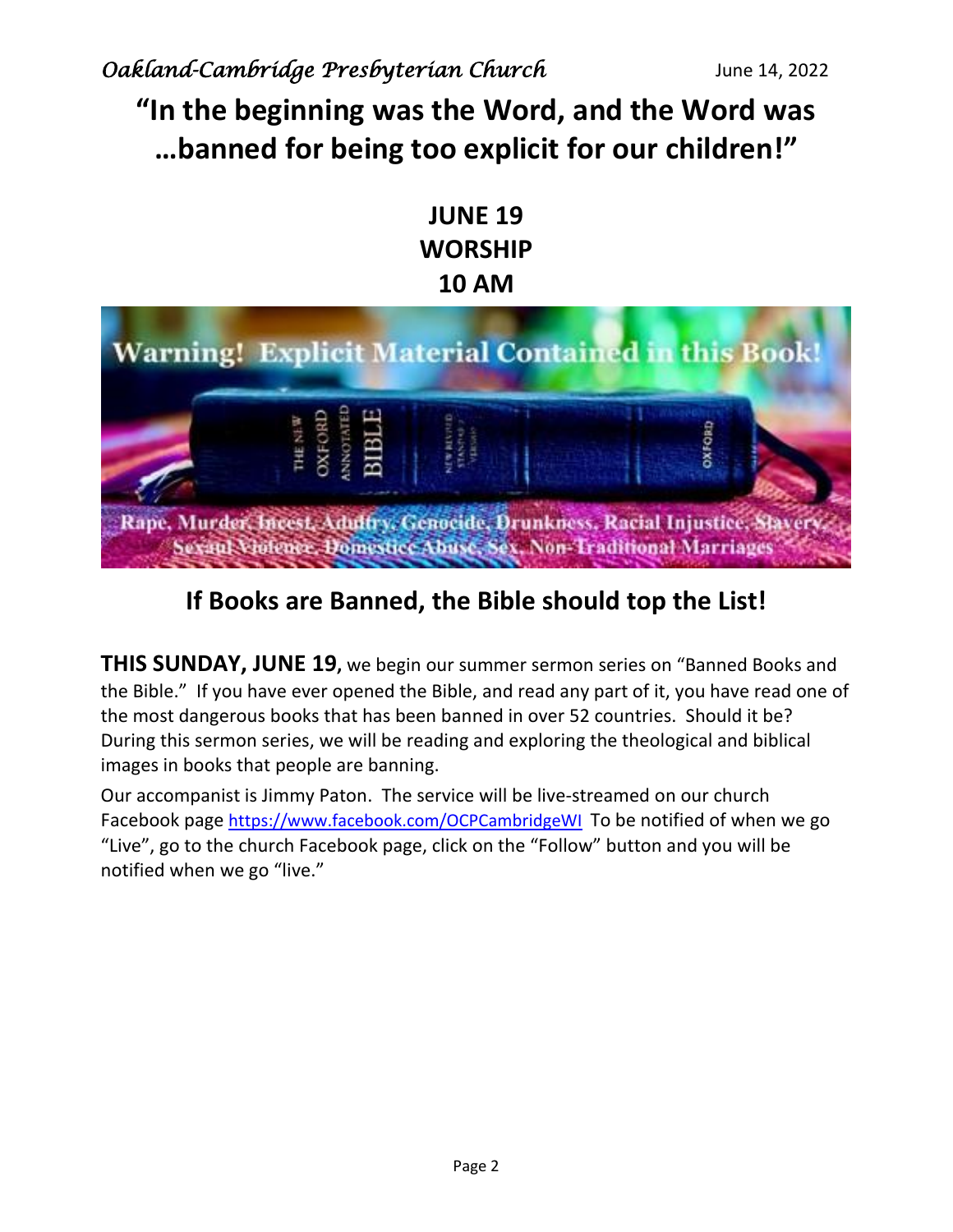# "In the beginning was the Word, and the Word was …banned for being too explicit for our children!"

**JUNE 19**
**WORSHIP**
**10 AM**

## If Books are Banned, the Bible should top the List!

**THIS SUNDAY, JUNE 19**, we begin our summer sermon series on "Banned Books and the Bible." If you have ever opened the Bible, and read any part of it, you have read one of the most dangerous books that has been banned in over 52 countries. Should it be? During this sermon series, we will be reading and exploring the theological and biblical images in books that people are banning.

Our accompanist is Jimmy Paton. The service will be live-streamed on our church Facebook page https://www.facebook.com/OCPCambridgeWI To be notified of when we go "Live", go to the church Facebook page, click on the "Follow" button and you will be notified when we go "live."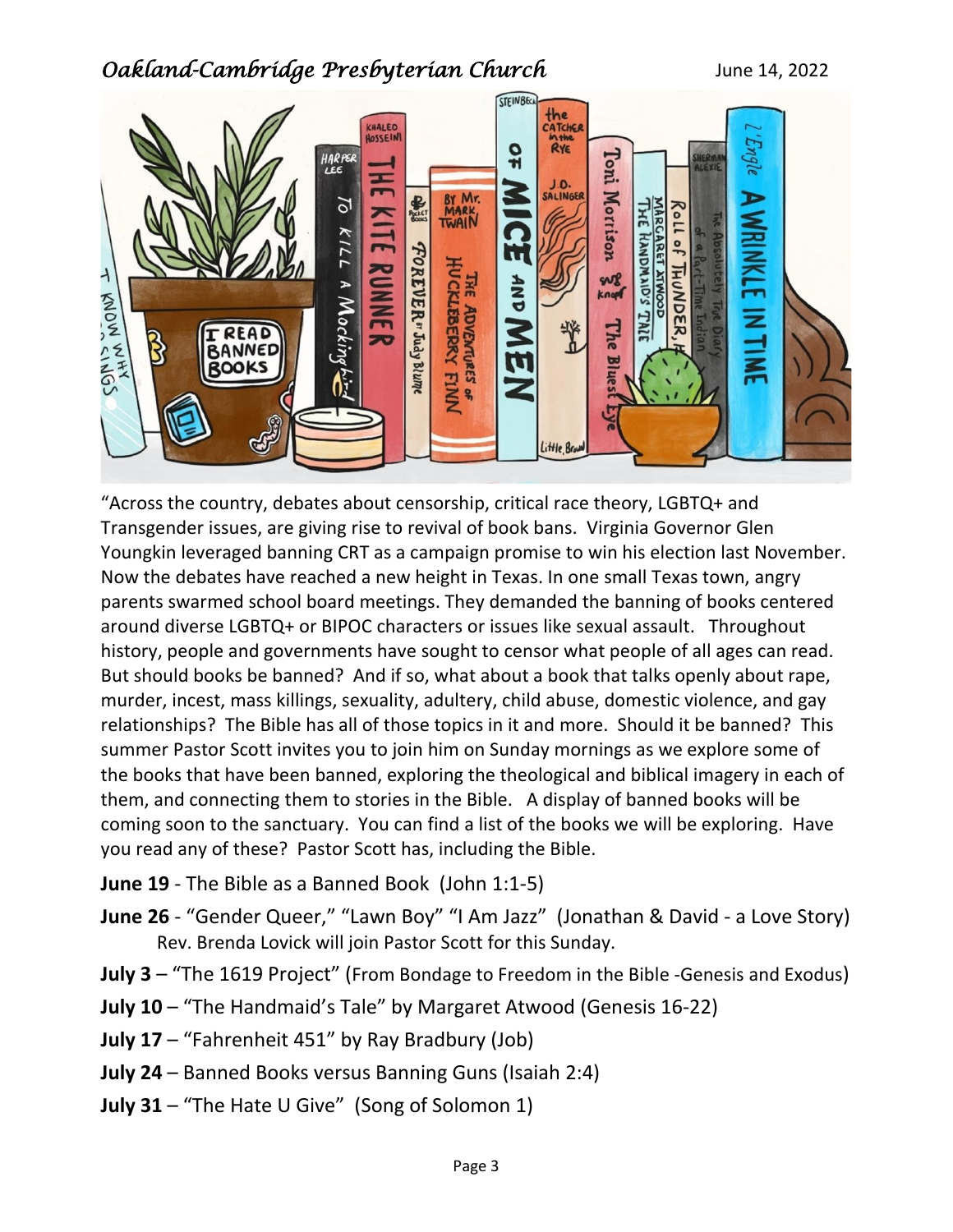"Across the country, debates about censorship, critical race theory, LGBTQ+ and Transgender issues, are giving rise to revival of book bans. Virginia Governor Glen Youngkin leveraged banning CRT as a campaign promise to win his election last November. Now the debates have reached a new height in Texas. In one small Texas town, angry parents swarmed school board meetings. They demanded the banning of books centered around diverse LGBTQ+ or BIPOC characters or issues like sexual assault. Throughout history, people and governments have sought to censor what people of all ages can read. But should books be banned? And if so, what about a book that talks openly about rape, murder, incest, mass killings, sexuality, adultery, child abuse, domestic violence, and gay relationships? The Bible has all of those topics in it and more. Should it be banned? This summer Pastor Scott invites you to join him on Sunday mornings as we explore some of the books that have been banned, exploring the theological and biblical imagery in each of them, and connecting them to stories in the Bible. A display of banned books will be coming soon to the sanctuary. You can find a list of the books we will be exploring. Have you read any of these? Pastor Scott has, including the Bible.

**June 19** - The Bible as a Banned Book (John 1:1-5)

**June 26** - "Gender Queer," "Lawn Boy" "I Am Jazz" (Jonathan & David - a Love Story)
Rev. Brenda Lovick will join Pastor Scott for this Sunday.

**July 3** – "The 1619 Project" (From Bondage to Freedom in the Bible -Genesis and Exodus)

**July 10** – "The Handmaid's Tale" by Margaret Atwood (Genesis 16-22)

**July 17** – "Fahrenheit 451" by Ray Bradbury (Job)

**July 24** – Banned Books versus Banning Guns (Isaiah 2:4)

**July 31** – "The Hate U Give" (Song of Solomon 1)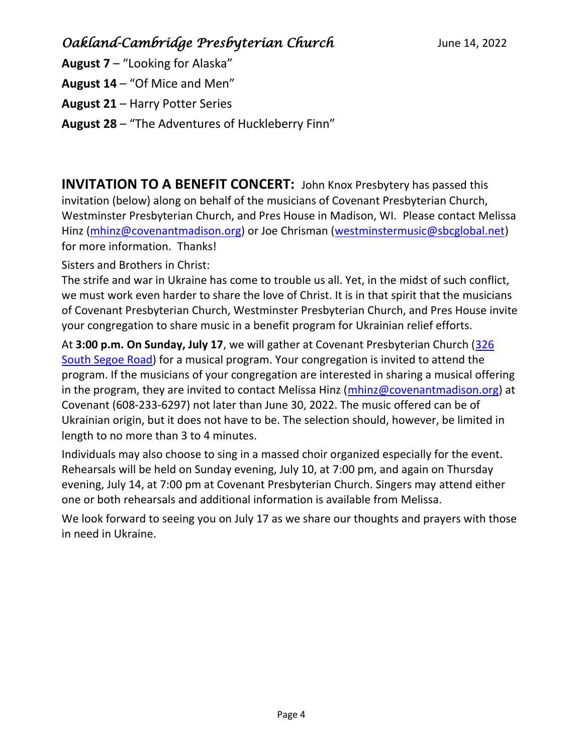**August 7** – "Looking for Alaska"

**August 14** – "Of Mice and Men"

**August 21** – Harry Potter Series

**August 28** – "The Adventures of Huckleberry Finn"

**INVITATION TO A BENEFIT CONCERT:** John Knox Presbytery has passed this invitation (below) along on behalf of the musicians of Covenant Presbyterian Church, Westminster Presbyterian Church, and Pres House in Madison, WI. Please contact Melissa Hinz (mhinz@covenantmadison.org) or Joe Chrisman (westminstermusic@sbcglobal.net) for more information. Thanks!

Sisters and Brothers in Christ:

The strife and war in Ukraine has come to trouble us all. Yet, in the midst of such conflict, we must work even harder to share the love of Christ. It is in that spirit that the musicians of Covenant Presbyterian Church, Westminster Presbyterian Church, and Pres House invite your congregation to share music in a benefit program for Ukrainian relief efforts.

At **3:00 p.m. On Sunday, July 17**, we will gather at Covenant Presbyterian Church (326 South Segoe Road) for a musical program. Your congregation is invited to attend the program. If the musicians of your congregation are interested in sharing a musical offering in the program, they are invited to contact Melissa Hinz (mhinz@covenantmadison.org) at Covenant (608-233-6297) not later than June 30, 2022. The music offered can be of Ukrainian origin, but it does not have to be. The selection should, however, be limited in length to no more than 3 to 4 minutes.

Individuals may also choose to sing in a massed choir organized especially for the event. Rehearsals will be held on Sunday evening, July 10, at 7:00 pm, and again on Thursday evening, July 14, at 7:00 pm at Covenant Presbyterian Church. Singers may attend either one or both rehearsals and additional information is available from Melissa.

We look forward to seeing you on July 17 as we share our thoughts and prayers with those in need in Ukraine.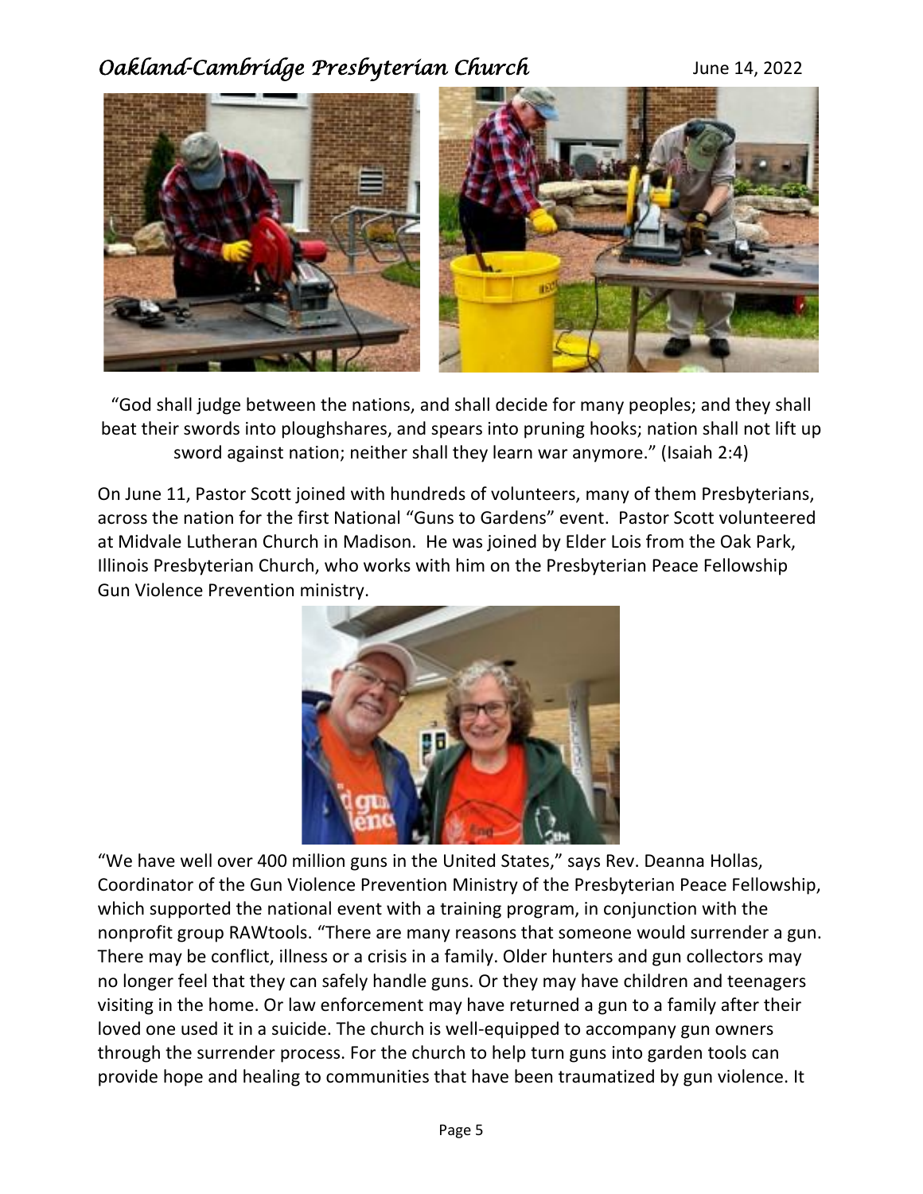"God shall judge between the nations, and shall decide for many peoples; and they shall beat their swords into ploughshares, and spears into pruning hooks; nation shall not lift up sword against nation; neither shall they learn war anymore." (Isaiah 2:4)

On June 11, Pastor Scott joined with hundreds of volunteers, many of them Presbyterians, across the nation for the first National "Guns to Gardens" event. Pastor Scott volunteered at Midvale Lutheran Church in Madison. He was joined by Elder Lois from the Oak Park, Illinois Presbyterian Church, who works with him on the Presbyterian Peace Fellowship Gun Violence Prevention ministry.

"We have well over 400 million guns in the United States," says Rev. Deanna Hollas, Coordinator of the Gun Violence Prevention Ministry of the Presbyterian Peace Fellowship, which supported the national event with a training program, in conjunction with the nonprofit group RAWtools. "There are many reasons that someone would surrender a gun. There may be conflict, illness or a crisis in a family. Older hunters and gun collectors may no longer feel that they can safely handle guns. Or they may have children and teenagers visiting in the home. Or law enforcement may have returned a gun to a family after their loved one used it in a suicide. The church is well-equipped to accompany gun owners through the surrender process. For the church to help turn guns into garden tools can provide hope and healing to communities that have been traumatized by gun violence. It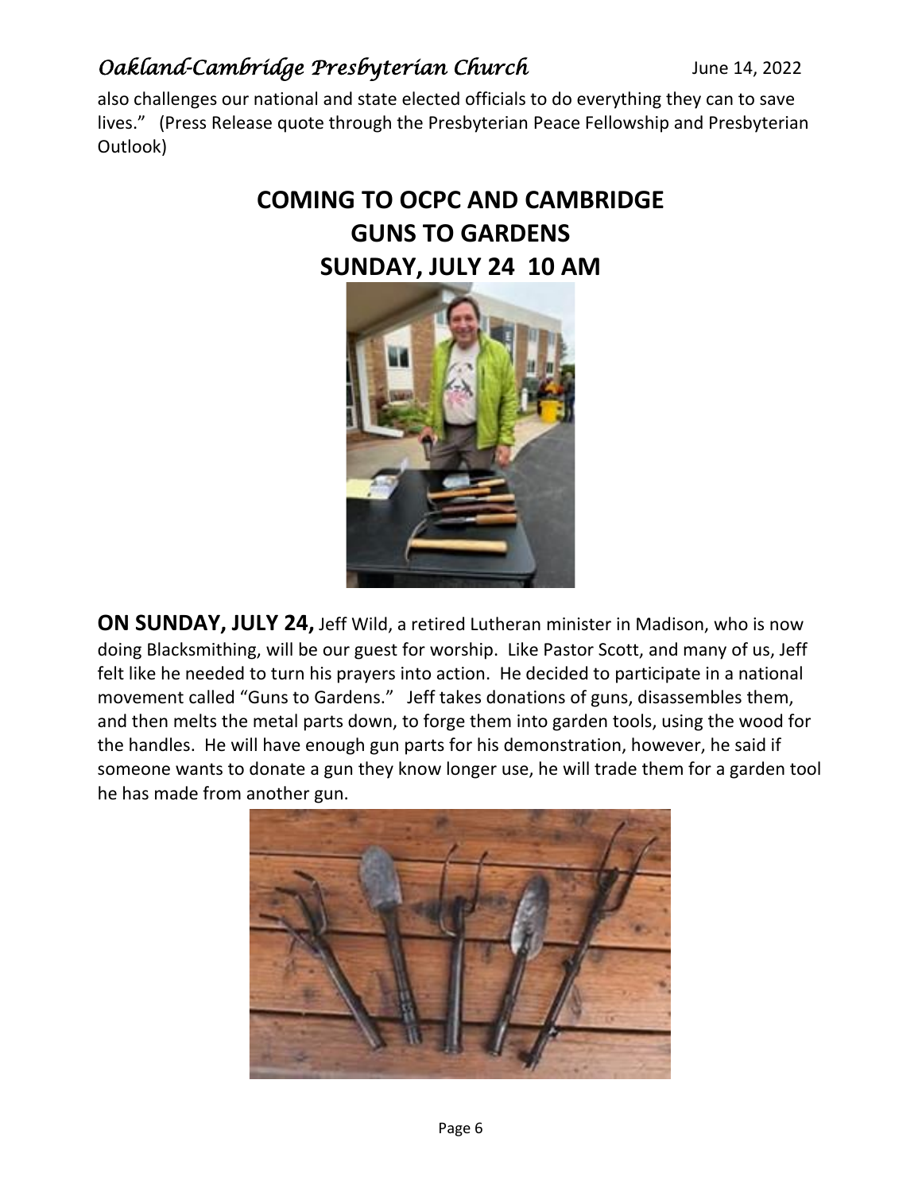also challenges our national and state elected officials to do everything they can to save lives." (Press Release quote through the Presbyterian Peace Fellowship and Presbyterian Outlook)

## COMING TO OCPC AND CAMBRIDGE
## GUNS TO GARDENS
## SUNDAY, JULY 24 10 AM

**ON SUNDAY, JULY 24,** Jeff Wild, a retired Lutheran minister in Madison, who is now doing Blacksmithing, will be our guest for worship. Like Pastor Scott, and many of us, Jeff felt like he needed to turn his prayers into action. He decided to participate in a national movement called "Guns to Gardens." Jeff takes donations of guns, disassembles them, and then melts the metal parts down, to forge them into garden tools, using the wood for the handles. He will have enough gun parts for his demonstration, however, he said if someone wants to donate a gun they know longer use, he will trade them for a garden tool he has made from another gun.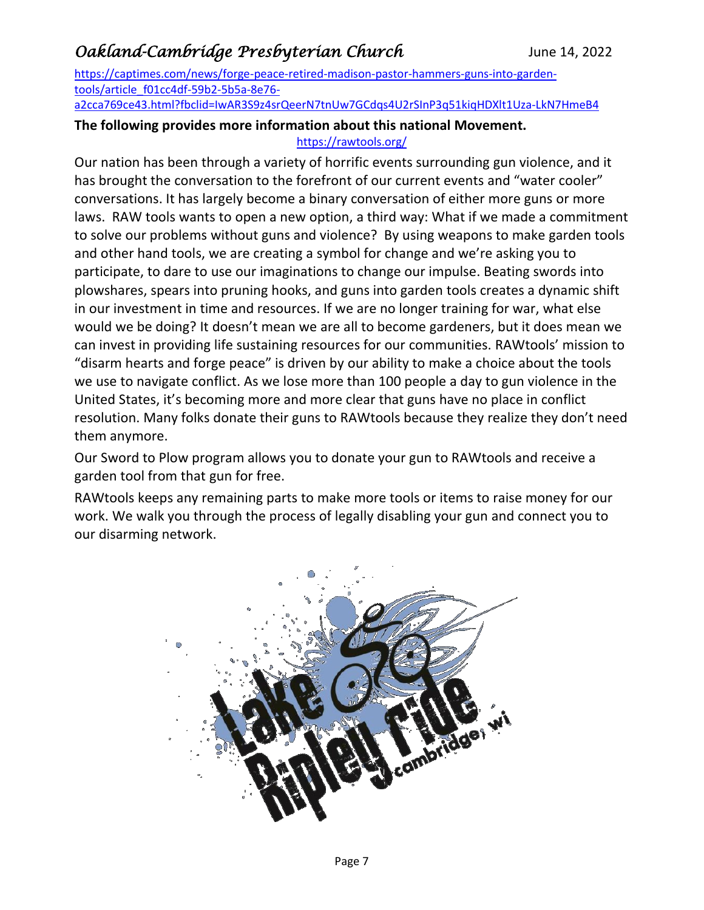https://captimes.com/news/forge-peace-retired-madison-pastor-hammers-guns-into-garden-tools/article_f01cc4df-59b2-5b5a-8e76-a2cca769ce43.html?fbclid=IwAR3S9z4srQeerN7tnUw7GCdqs4U2rSInP3q51kiqHDXlt1Uza-LkN7HmeB4

**The following provides more information about this national Movement.**

https://rawtools.org/

Our nation has been through a variety of horrific events surrounding gun violence, and it has brought the conversation to the forefront of our current events and "water cooler" conversations. It has largely become a binary conversation of either more guns or more laws. RAW tools wants to open a new option, a third way: What if we made a commitment to solve our problems without guns and violence? By using weapons to make garden tools and other hand tools, we are creating a symbol for change and we're asking you to participate, to dare to use our imaginations to change our impulse. Beating swords into plowshares, spears into pruning hooks, and guns into garden tools creates a dynamic shift in our investment in time and resources. If we are no longer training for war, what else would we be doing? It doesn't mean we are all to become gardeners, but it does mean we can invest in providing life sustaining resources for our communities. RAWtools' mission to "disarm hearts and forge peace" is driven by our ability to make a choice about the tools we use to navigate conflict. As we lose more than 100 people a day to gun violence in the United States, it's becoming more and more clear that guns have no place in conflict resolution. Many folks donate their guns to RAWtools because they realize they don't need them anymore.

Our Sword to Plow program allows you to donate your gun to RAWtools and receive a garden tool from that gun for free.

RAWtools keeps any remaining parts to make more tools or items to raise money for our work. We walk you through the process of legally disabling your gun and connect you to our disarming network.

Lake Ripley Ride
cambridge, wi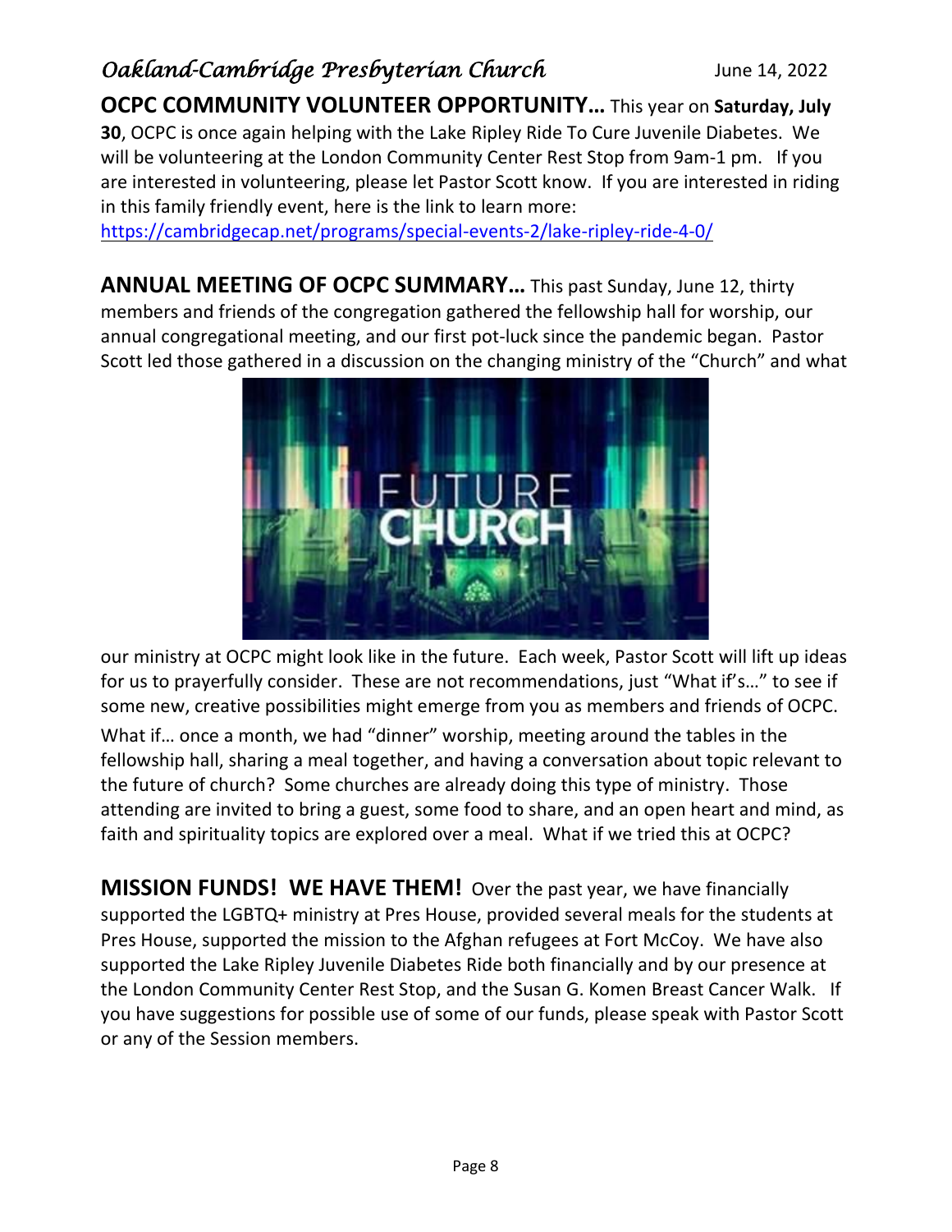**OCPC COMMUNITY VOLUNTEER OPPORTUNITY…** This year on **Saturday, July 30**, OCPC is once again helping with the Lake Ripley Ride To Cure Juvenile Diabetes. We will be volunteering at the London Community Center Rest Stop from 9am-1 pm. If you are interested in volunteering, please let Pastor Scott know. If you are interested in riding in this family friendly event, here is the link to learn more: https://cambridgecap.net/programs/special-events-2/lake-ripley-ride-4-0/

**ANNUAL MEETING OF OCPC SUMMARY…** This past Sunday, June 12, thirty members and friends of the congregation gathered the fellowship hall for worship, our annual congregational meeting, and our first pot-luck since the pandemic began. Pastor Scott led those gathered in a discussion on the changing ministry of the "Church" and what our ministry at OCPC might look like in the future. Each week, Pastor Scott will lift up ideas for us to prayerfully consider. These are not recommendations, just "What if's…" to see if some new, creative possibilities might emerge from you as members and friends of OCPC.

What if… once a month, we had "dinner" worship, meeting around the tables in the fellowship hall, sharing a meal together, and having a conversation about topic relevant to the future of church? Some churches are already doing this type of ministry. Those attending are invited to bring a guest, some food to share, and an open heart and mind, as faith and spirituality topics are explored over a meal. What if we tried this at OCPC?

**MISSION FUNDS! WE HAVE THEM!** Over the past year, we have financially supported the LGBTQ+ ministry at Pres House, provided several meals for the students at Pres House, supported the mission to the Afghan refugees at Fort McCoy. We have also supported the Lake Ripley Juvenile Diabetes Ride both financially and by our presence at the London Community Center Rest Stop, and the Susan G. Komen Breast Cancer Walk. If you have suggestions for possible use of some of our funds, please speak with Pastor Scott or any of the Session members.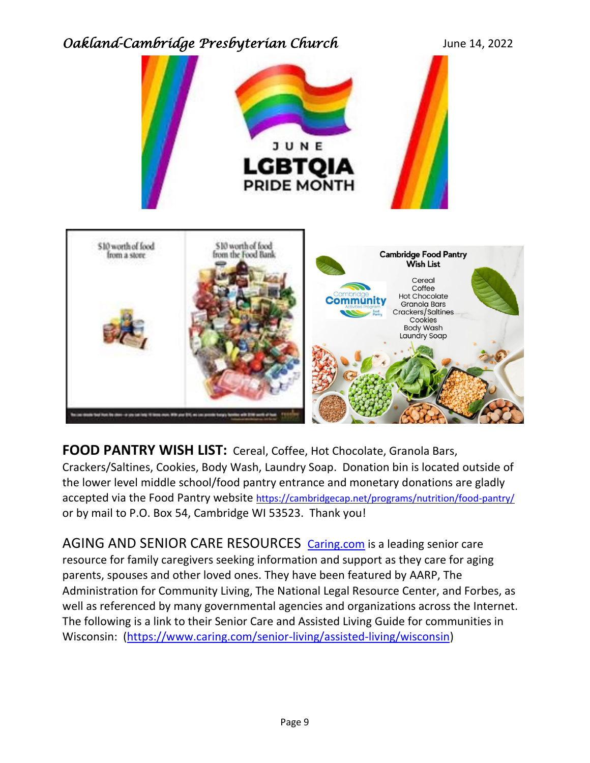**FOOD PANTRY WISH LIST:** Cereal, Coffee, Hot Chocolate, Granola Bars, Crackers/Saltines, Cookies, Body Wash, Laundry Soap. Donation bin is located outside of the lower level middle school/food pantry entrance and monetary donations are gladly accepted via the Food Pantry website https://cambridgecap.net/programs/nutrition/food-pantry/ or by mail to P.O. Box 54, Cambridge WI 53523. Thank you!

AGING AND SENIOR CARE RESOURCES Caring.com is a leading senior care resource for family caregivers seeking information and support as they care for aging parents, spouses and other loved ones. They have been featured by AARP, The Administration for Community Living, The National Legal Resource Center, and Forbes, as well as referenced by many governmental agencies and organizations across the Internet. The following is a link to their Senior Care and Assisted Living Guide for communities in Wisconsin: (https://www.caring.com/senior-living/assisted-living/wisconsin)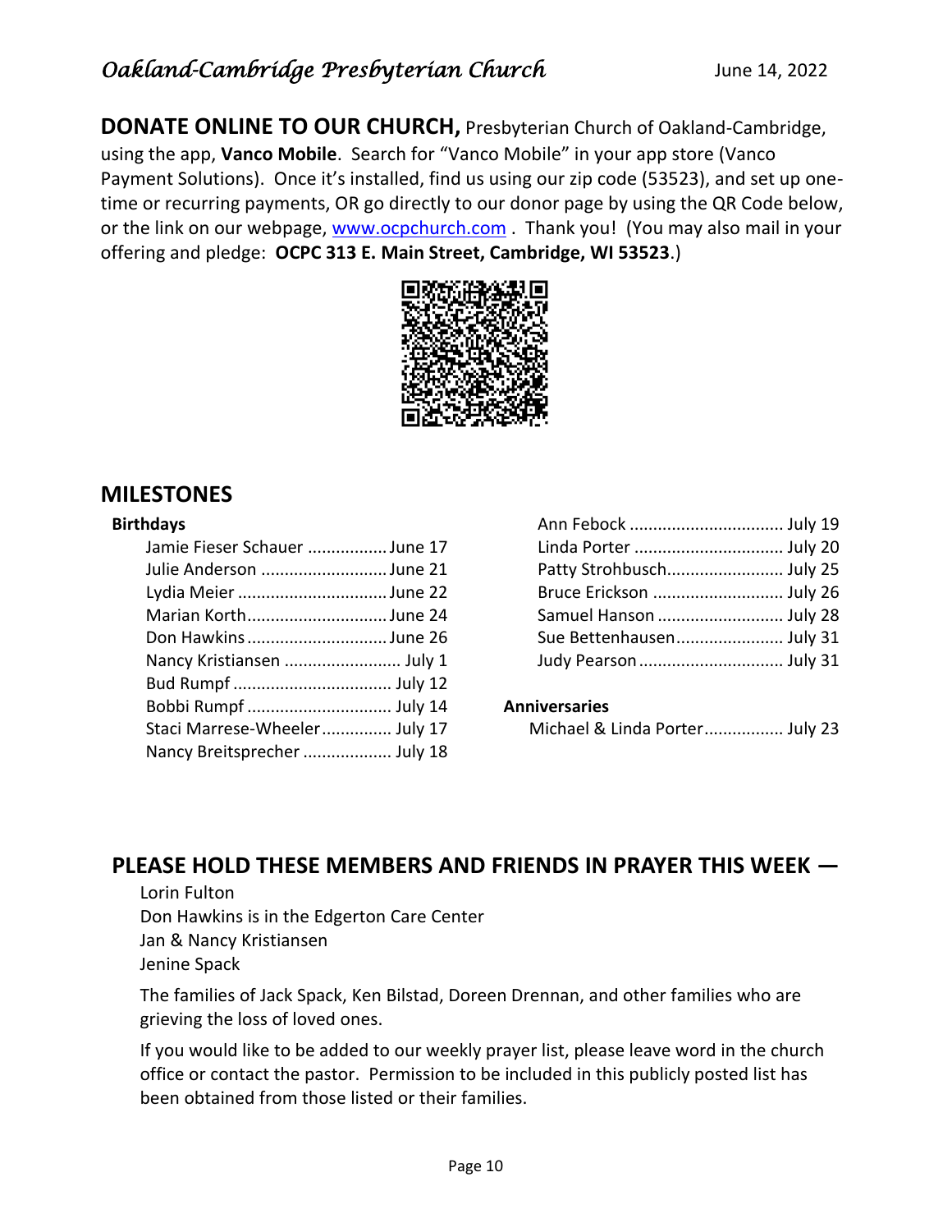**DONATE ONLINE TO OUR CHURCH,** Presbyterian Church of Oakland-Cambridge, using the app, **Vanco Mobile**. Search for "Vanco Mobile" in your app store (Vanco Payment Solutions). Once it's installed, find us using our zip code (53523), and set up one-time or recurring payments, OR go directly to our donor page by using the QR Code below, or the link on our webpage, [www.ocpchurch.com](http://www.ocpchurch.com) . Thank you! (You may also mail in your offering and pledge: **OCPC 313 E. Main Street, Cambridge, WI 53523**.)

## MILESTONES

**Birthdays**

- Jamie Fieser Schauer ................. June 17
- Julie Anderson ........................... June 21
- Lydia Meier ................................ June 22
- Marian Korth............................... June 24
- Don Hawkins ............................... June 26
- Nancy Kristiansen ......................... July 1
- Bud Rumpf .................................. July 12
- Bobbi Rumpf ............................... July 14
- Staci Marrese-Wheeler............... July 17
- Nancy Breitsprecher ................... July 18
- Ann Febock ................................. July 19
- Linda Porter ................................ July 20
- Patty Strohbusch......................... July 25
- Bruce Erickson ............................ July 26
- Samuel Hanson ........................... July 28
- Sue Bettenhausen....................... July 31
- Judy Pearson ............................... July 31

**Anniversaries**

- Michael & Linda Porter................. July 23

## PLEASE HOLD THESE MEMBERS AND FRIENDS IN PRAYER THIS WEEK —

Lorin Fulton
Don Hawkins is in the Edgerton Care Center
Jan & Nancy Kristiansen
Jenine Spack

The families of Jack Spack, Ken Bilstad, Doreen Drennan, and other families who are grieving the loss of loved ones.

If you would like to be added to our weekly prayer list, please leave word in the church office or contact the pastor. Permission to be included in this publicly posted list has been obtained from those listed or their families.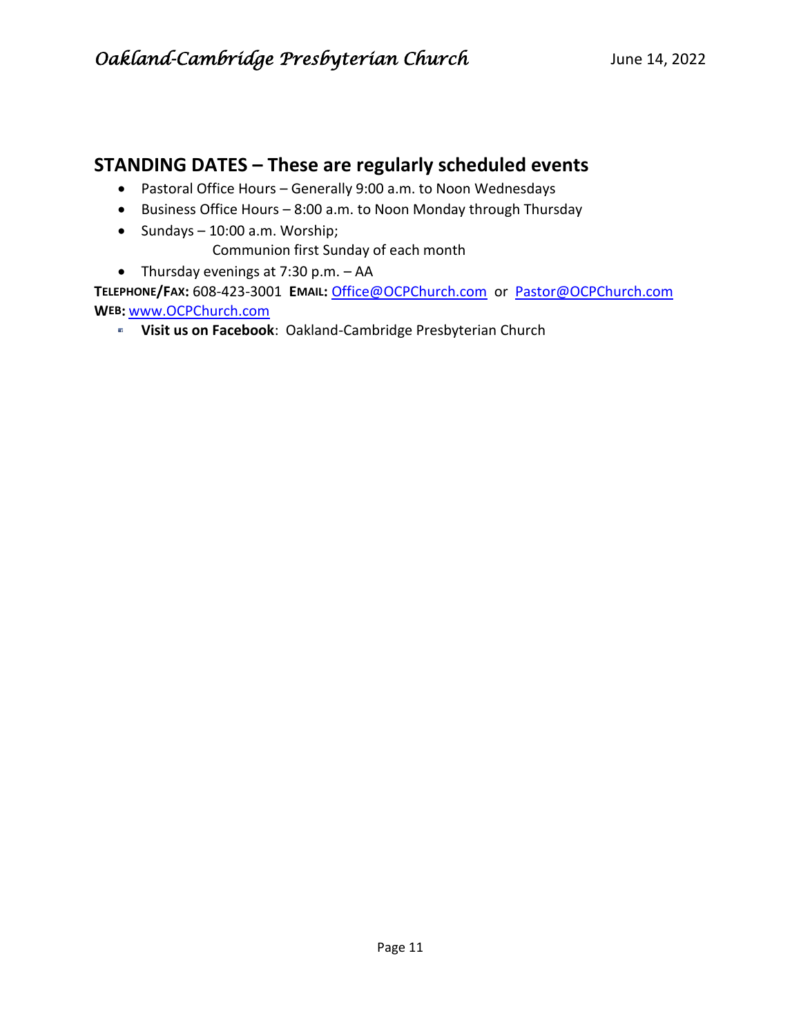## STANDING DATES – These are regularly scheduled events

- Pastoral Office Hours – Generally 9:00 a.m. to Noon Wednesdays
- Business Office Hours – 8:00 a.m. to Noon Monday through Thursday
- Sundays – 10:00 a.m. Worship;
  Communion first Sunday of each month
- Thursday evenings at 7:30 p.m. – AA

**TELEPHONE/FAX:** 608-423-3001 **EMAIL:** Office@OCPChurch.com or Pastor@OCPChurch.com
**WEB:** www.OCPChurch.com

- **Visit us on Facebook**: Oakland-Cambridge Presbyterian Church